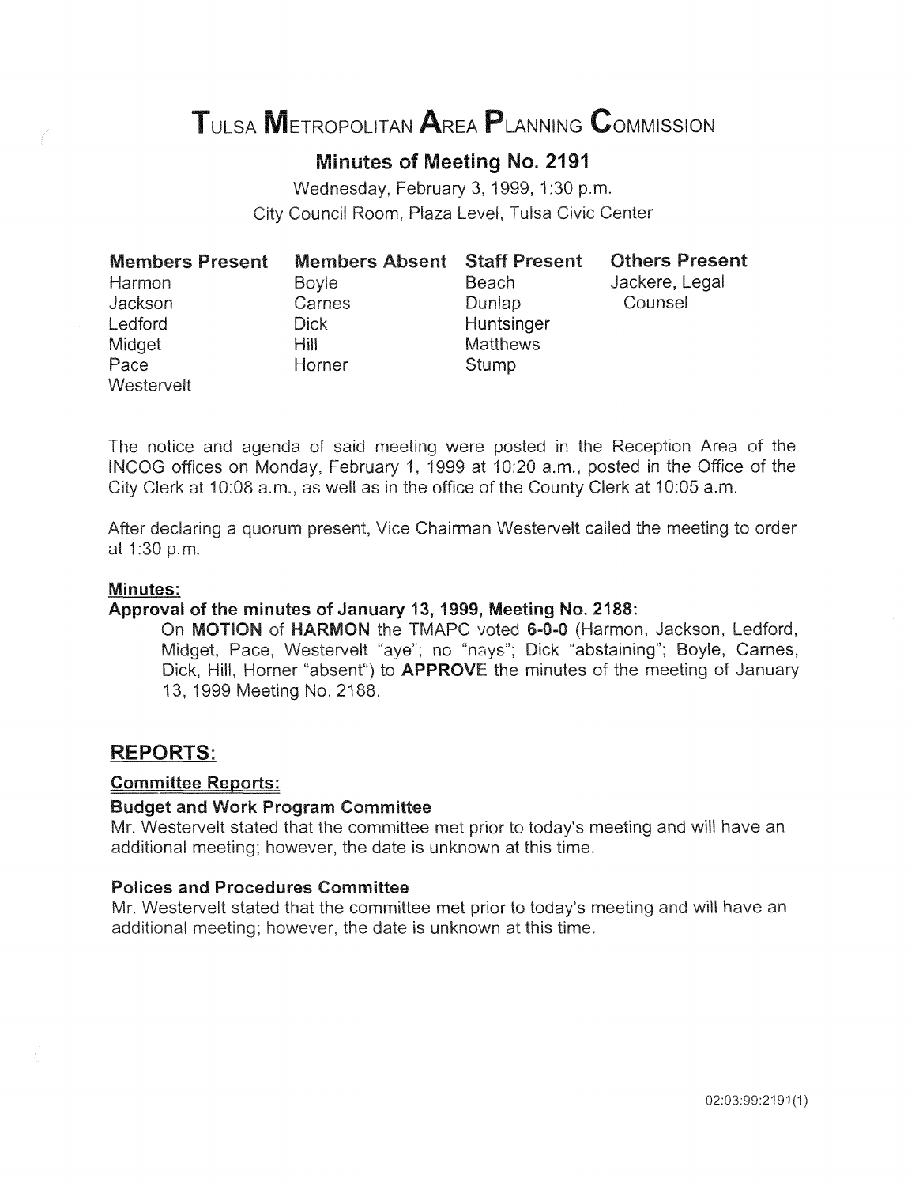# Tulsa Metropolitan Area Planning Commission

## Minutes of Meeting No. 2191

Wednesday, February 3, 1999, 1:30 p.m.
City Council Room, Plaza Level, Tulsa Civic Center

| Members Present | Members Absent | Staff Present | Others Present |
|---|---|---|---|
| Harmon | Boyle | Beach | Jackere, Legal Counsel |
| Jackson | Carnes | Dunlap | |
| Ledford | Dick | Huntsinger | |
| Midget | Hill | Matthews | |
| Pace | Horner | Stump | |
| Westervelt | | | |

The notice and agenda of said meeting were posted in the Reception Area of the INCOG offices on Monday, February 1, 1999 at 10:20 a.m., posted in the Office of the City Clerk at 10:08 a.m., as well as in the office of the County Clerk at 10:05 a.m.

After declaring a quorum present, Vice Chairman Westervelt called the meeting to order at 1:30 p.m.

**Minutes:**

**Approval of the minutes of January 13, 1999, Meeting No. 2188:**

On **MOTION** of **HARMON** the TMAPC voted **6-0-0** (Harmon, Jackson, Ledford, Midget, Pace, Westervelt "aye"; no "nays"; Dick "abstaining"; Boyle, Carnes, Dick, Hill, Horner "absent") to **APPROVE** the minutes of the meeting of January 13, 1999 Meeting No. 2188.

## REPORTS:

**Committee Reports:**

**Budget and Work Program Committee**

Mr. Westervelt stated that the committee met prior to today's meeting and will have an additional meeting; however, the date is unknown at this time.

**Polices and Procedures Committee**

Mr. Westervelt stated that the committee met prior to today's meeting and will have an additional meeting; however, the date is unknown at this time.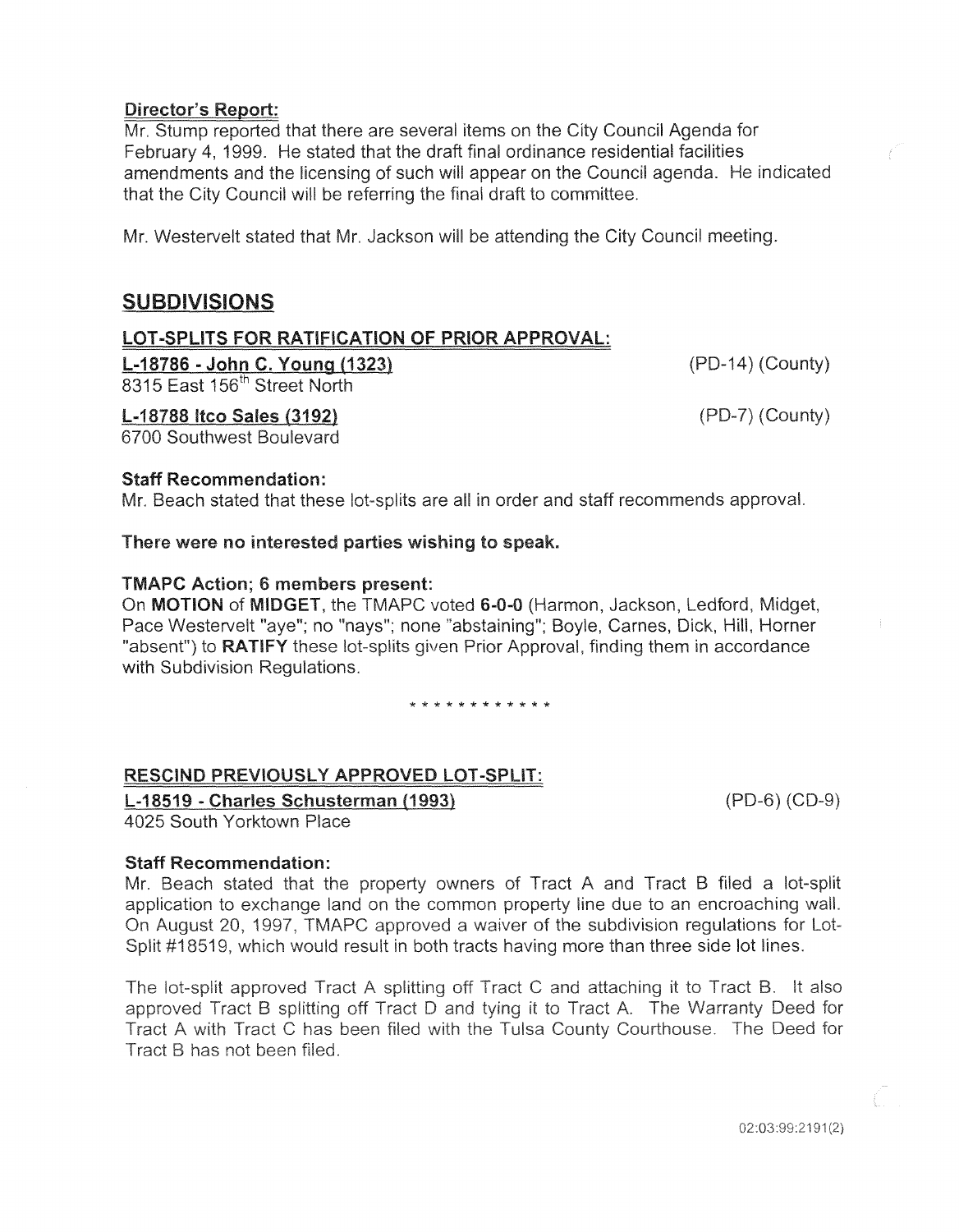**Director's Report:**

Mr. Stump reported that there are several items on the City Council Agenda for February 4, 1999. He stated that the draft final ordinance residential facilities amendments and the licensing of such will appear on the Council agenda. He indicated that the City Council will be referring the final draft to committee.

Mr. Westervelt stated that Mr. Jackson will be attending the City Council meeting.

## SUBDIVISIONS

### LOT-SPLITS FOR RATIFICATION OF PRIOR APPROVAL:

**L-18786 - John C. Young (1323)** (PD-14) (County)
8315 East 156th Street North

**L-18788 Itco Sales (3192)** (PD-7) (County)
6700 Southwest Boulevard

**Staff Recommendation:**

Mr. Beach stated that these lot-splits are all in order and staff recommends approval.

**There were no interested parties wishing to speak.**

**TMAPC Action; 6 members present:**

On **MOTION** of **MIDGET**, the TMAPC voted **6-0-0** (Harmon, Jackson, Ledford, Midget, Pace Westervelt "aye"; no "nays"; none "abstaining"; Boyle, Carnes, Dick, Hill, Horner "absent") to **RATIFY** these lot-splits given Prior Approval, finding them in accordance with Subdivision Regulations.

\* \* \* \* \* \* \* \* \* \* \* \*

### RESCIND PREVIOUSLY APPROVED LOT-SPLIT:

**L-18519 - Charles Schusterman (1993)** (PD-6) (CD-9)
4025 South Yorktown Place

**Staff Recommendation:**

Mr. Beach stated that the property owners of Tract A and Tract B filed a lot-split application to exchange land on the common property line due to an encroaching wall. On August 20, 1997, TMAPC approved a waiver of the subdivision regulations for Lot-Split #18519, which would result in both tracts having more than three side lot lines.

The lot-split approved Tract A splitting off Tract C and attaching it to Tract B. It also approved Tract B splitting off Tract D and tying it to Tract A. The Warranty Deed for Tract A with Tract C has been filed with the Tulsa County Courthouse. The Deed for Tract B has not been filed.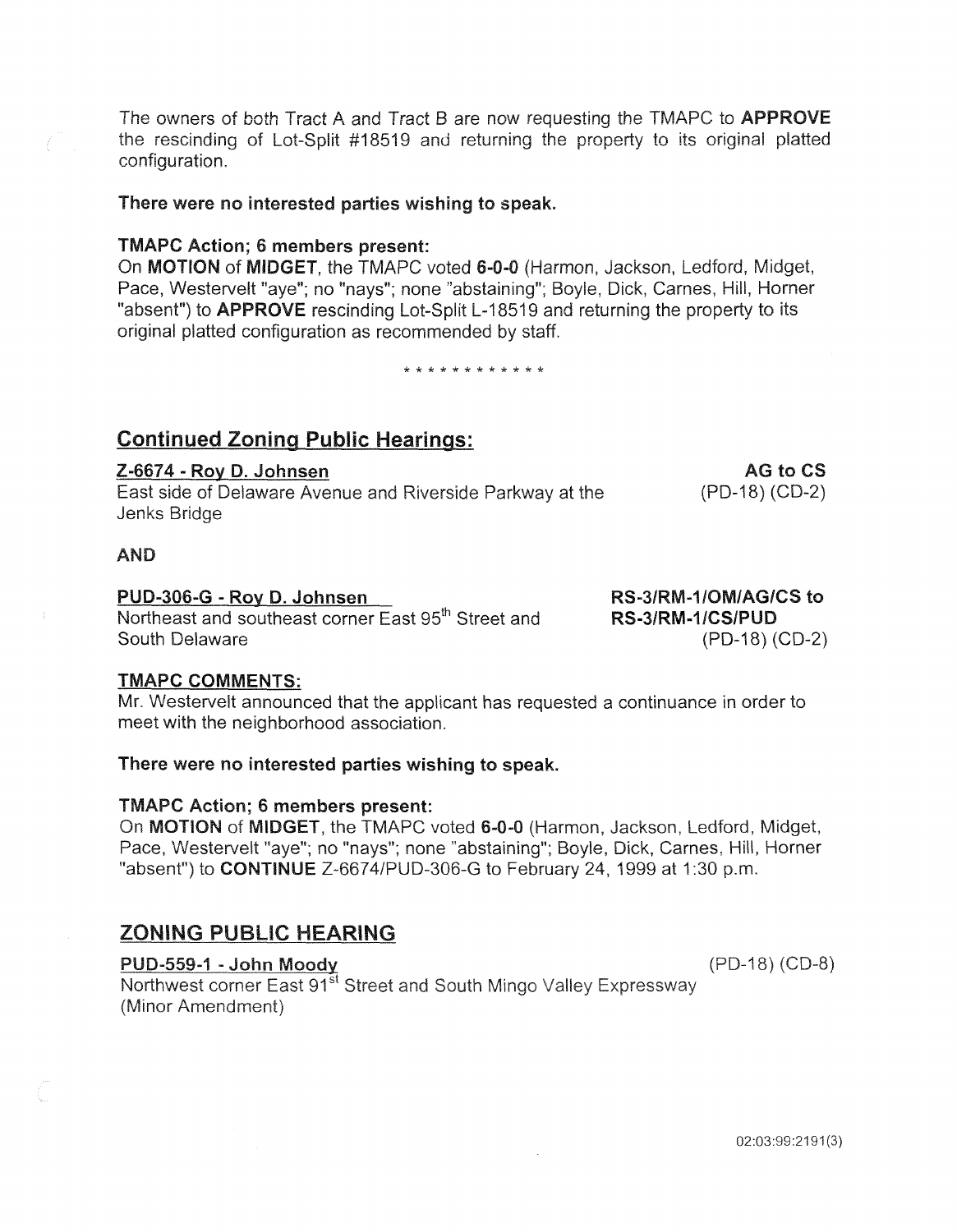The owners of both Tract A and Tract B are now requesting the TMAPC to **APPROVE** the rescinding of Lot-Split #18519 and returning the property to its original platted configuration.

**There were no interested parties wishing to speak.**

**TMAPC Action; 6 members present:**

On **MOTION** of **MIDGET**, the TMAPC voted **6-0-0** (Harmon, Jackson, Ledford, Midget, Pace, Westervelt "aye"; no "nays"; none "abstaining"; Boyle, Dick, Carnes, Hill, Horner "absent") to **APPROVE** rescinding Lot-Split L-18519 and returning the property to its original platted configuration as recommended by staff.

\* \* \* \* \* \* \* \* \* \* \* \*

## Continued Zoning Public Hearings:

**Z-6674 - Roy D. Johnsen** — **AG to CS**

East side of Delaware Avenue and Riverside Parkway at the Jenks Bridge — (PD-18) (CD-2)

**AND**

**PUD-306-G - Roy D. Johnsen** — **RS-3/RM-1/OM/AG/CS to RS-3/RM-1/CS/PUD**

Northeast and southeast corner East 95th Street and South Delaware — (PD-18) (CD-2)

**TMAPC COMMENTS:**

Mr. Westervelt announced that the applicant has requested a continuance in order to meet with the neighborhood association.

**There were no interested parties wishing to speak.**

**TMAPC Action; 6 members present:**

On **MOTION** of **MIDGET**, the TMAPC voted **6-0-0** (Harmon, Jackson, Ledford, Midget, Pace, Westervelt "aye"; no "nays"; none "abstaining"; Boyle, Dick, Carnes, Hill, Horner "absent") to **CONTINUE** Z-6674/PUD-306-G to February 24, 1999 at 1:30 p.m.

## ZONING PUBLIC HEARING

**PUD-559-1 - John Moody** — (PD-18) (CD-8)

Northwest corner East 91st Street and South Mingo Valley Expressway (Minor Amendment)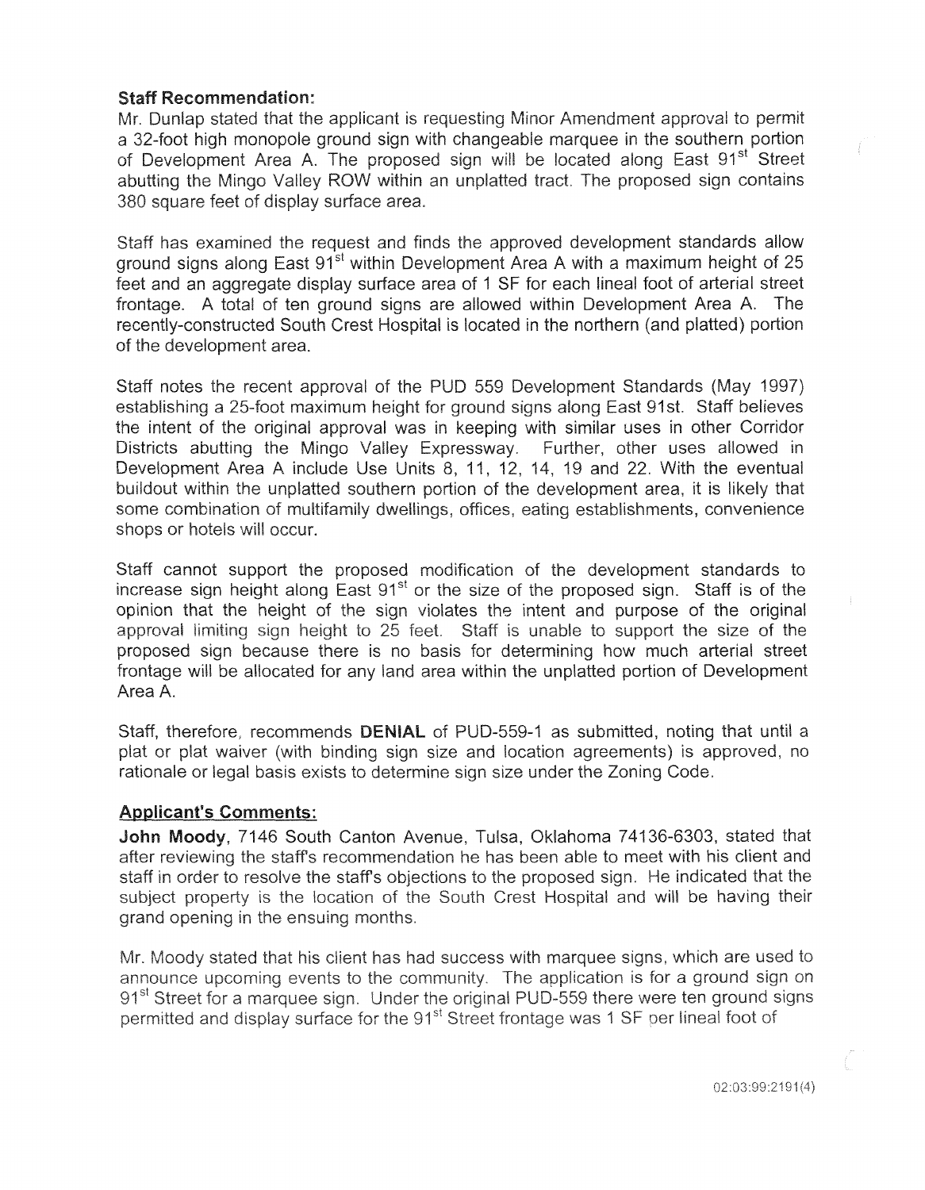**Staff Recommendation:**

Mr. Dunlap stated that the applicant is requesting Minor Amendment approval to permit a 32-foot high monopole ground sign with changeable marquee in the southern portion of Development Area A. The proposed sign will be located along East 91st Street abutting the Mingo Valley ROW within an unplatted tract. The proposed sign contains 380 square feet of display surface area.

Staff has examined the request and finds the approved development standards allow ground signs along East 91st within Development Area A with a maximum height of 25 feet and an aggregate display surface area of 1 SF for each lineal foot of arterial street frontage. A total of ten ground signs are allowed within Development Area A. The recently-constructed South Crest Hospital is located in the northern (and platted) portion of the development area.

Staff notes the recent approval of the PUD 559 Development Standards (May 1997) establishing a 25-foot maximum height for ground signs along East 91st. Staff believes the intent of the original approval was in keeping with similar uses in other Corridor Districts abutting the Mingo Valley Expressway. Further, other uses allowed in Development Area A include Use Units 8, 11, 12, 14, 19 and 22. With the eventual buildout within the unplatted southern portion of the development area, it is likely that some combination of multifamily dwellings, offices, eating establishments, convenience shops or hotels will occur.

Staff cannot support the proposed modification of the development standards to increase sign height along East 91st or the size of the proposed sign. Staff is of the opinion that the height of the sign violates the intent and purpose of the original approval limiting sign height to 25 feet. Staff is unable to support the size of the proposed sign because there is no basis for determining how much arterial street frontage will be allocated for any land area within the unplatted portion of Development Area A.

Staff, therefore, recommends **DENIAL** of PUD-559-1 as submitted, noting that until a plat or plat waiver (with binding sign size and location agreements) is approved, no rationale or legal basis exists to determine sign size under the Zoning Code.

**Applicant's Comments:**

**John Moody**, 7146 South Canton Avenue, Tulsa, Oklahoma 74136-6303, stated that after reviewing the staff's recommendation he has been able to meet with his client and staff in order to resolve the staff's objections to the proposed sign. He indicated that the subject property is the location of the South Crest Hospital and will be having their grand opening in the ensuing months.

Mr. Moody stated that his client has had success with marquee signs, which are used to announce upcoming events to the community. The application is for a ground sign on 91st Street for a marquee sign. Under the original PUD-559 there were ten ground signs permitted and display surface for the 91st Street frontage was 1 SF per lineal foot of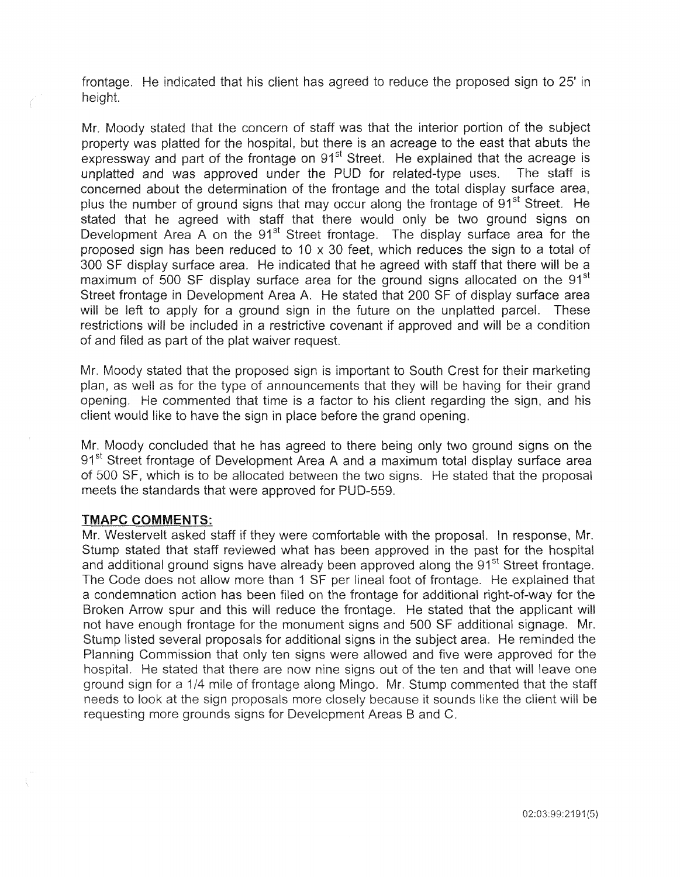frontage. He indicated that his client has agreed to reduce the proposed sign to 25' in height.

Mr. Moody stated that the concern of staff was that the interior portion of the subject property was platted for the hospital, but there is an acreage to the east that abuts the expressway and part of the frontage on 91st Street. He explained that the acreage is unplatted and was approved under the PUD for related-type uses. The staff is concerned about the determination of the frontage and the total display surface area, plus the number of ground signs that may occur along the frontage of 91st Street. He stated that he agreed with staff that there would only be two ground signs on Development Area A on the 91st Street frontage. The display surface area for the proposed sign has been reduced to 10 x 30 feet, which reduces the sign to a total of 300 SF display surface area. He indicated that he agreed with staff that there will be a maximum of 500 SF display surface area for the ground signs allocated on the 91st Street frontage in Development Area A. He stated that 200 SF of display surface area will be left to apply for a ground sign in the future on the unplatted parcel. These restrictions will be included in a restrictive covenant if approved and will be a condition of and filed as part of the plat waiver request.

Mr. Moody stated that the proposed sign is important to South Crest for their marketing plan, as well as for the type of announcements that they will be having for their grand opening. He commented that time is a factor to his client regarding the sign, and his client would like to have the sign in place before the grand opening.

Mr. Moody concluded that he has agreed to there being only two ground signs on the 91st Street frontage of Development Area A and a maximum total display surface area of 500 SF, which is to be allocated between the two signs. He stated that the proposal meets the standards that were approved for PUD-559.

**TMAPC COMMENTS:**

Mr. Westervelt asked staff if they were comfortable with the proposal. In response, Mr. Stump stated that staff reviewed what has been approved in the past for the hospital and additional ground signs have already been approved along the 91st Street frontage. The Code does not allow more than 1 SF per lineal foot of frontage. He explained that a condemnation action has been filed on the frontage for additional right-of-way for the Broken Arrow spur and this will reduce the frontage. He stated that the applicant will not have enough frontage for the monument signs and 500 SF additional signage. Mr. Stump listed several proposals for additional signs in the subject area. He reminded the Planning Commission that only ten signs were allowed and five were approved for the hospital. He stated that there are now nine signs out of the ten and that will leave one ground sign for a 1/4 mile of frontage along Mingo. Mr. Stump commented that the staff needs to look at the sign proposals more closely because it sounds like the client will be requesting more grounds signs for Development Areas B and C.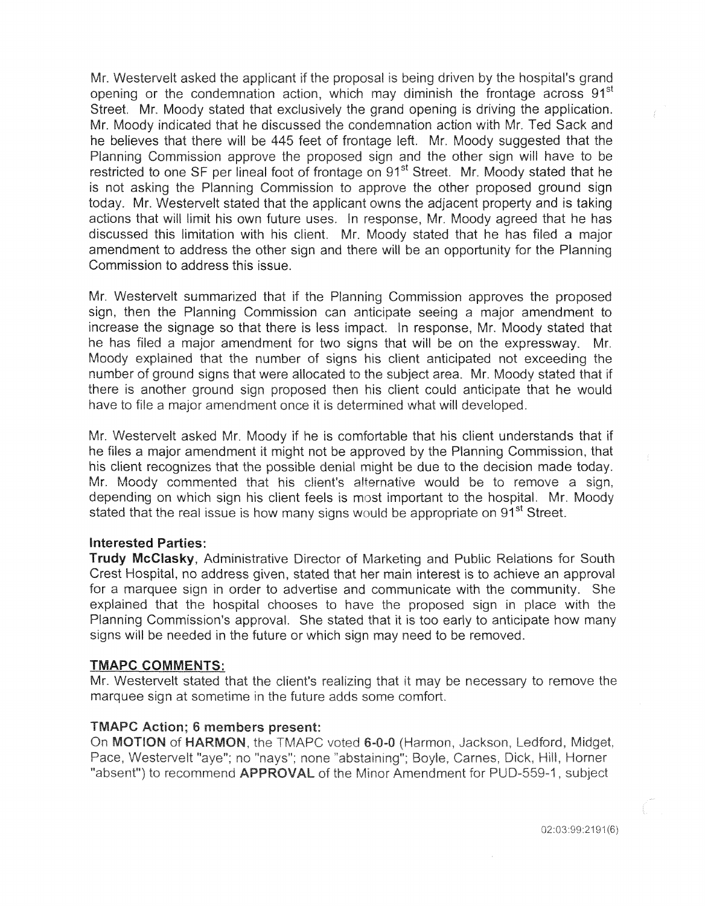Mr. Westervelt asked the applicant if the proposal is being driven by the hospital's grand opening or the condemnation action, which may diminish the frontage across 91st Street. Mr. Moody stated that exclusively the grand opening is driving the application. Mr. Moody indicated that he discussed the condemnation action with Mr. Ted Sack and he believes that there will be 445 feet of frontage left. Mr. Moody suggested that the Planning Commission approve the proposed sign and the other sign will have to be restricted to one SF per lineal foot of frontage on 91st Street. Mr. Moody stated that he is not asking the Planning Commission to approve the other proposed ground sign today. Mr. Westervelt stated that the applicant owns the adjacent property and is taking actions that will limit his own future uses. In response, Mr. Moody agreed that he has discussed this limitation with his client. Mr. Moody stated that he has filed a major amendment to address the other sign and there will be an opportunity for the Planning Commission to address this issue.

Mr. Westervelt summarized that if the Planning Commission approves the proposed sign, then the Planning Commission can anticipate seeing a major amendment to increase the signage so that there is less impact. In response, Mr. Moody stated that he has filed a major amendment for two signs that will be on the expressway. Mr. Moody explained that the number of signs his client anticipated not exceeding the number of ground signs that were allocated to the subject area. Mr. Moody stated that if there is another ground sign proposed then his client could anticipate that he would have to file a major amendment once it is determined what will developed.

Mr. Westervelt asked Mr. Moody if he is comfortable that his client understands that if he files a major amendment it might not be approved by the Planning Commission, that his client recognizes that the possible denial might be due to the decision made today. Mr. Moody commented that his client's alternative would be to remove a sign, depending on which sign his client feels is most important to the hospital. Mr. Moody stated that the real issue is how many signs would be appropriate on 91st Street.

**Interested Parties:**
**Trudy McClasky**, Administrative Director of Marketing and Public Relations for South Crest Hospital, no address given, stated that her main interest is to achieve an approval for a marquee sign in order to advertise and communicate with the community. She explained that the hospital chooses to have the proposed sign in place with the Planning Commission's approval. She stated that it is too early to anticipate how many signs will be needed in the future or which sign may need to be removed.

**TMAPC COMMENTS:**
Mr. Westervelt stated that the client's realizing that it may be necessary to remove the marquee sign at sometime in the future adds some comfort.

**TMAPC Action; 6 members present:**
On **MOTION** of **HARMON**, the TMAPC voted **6-0-0** (Harmon, Jackson, Ledford, Midget, Pace, Westervelt "aye"; no "nays"; none "abstaining"; Boyle, Carnes, Dick, Hill, Horner "absent") to recommend **APPROVAL** of the Minor Amendment for PUD-559-1, subject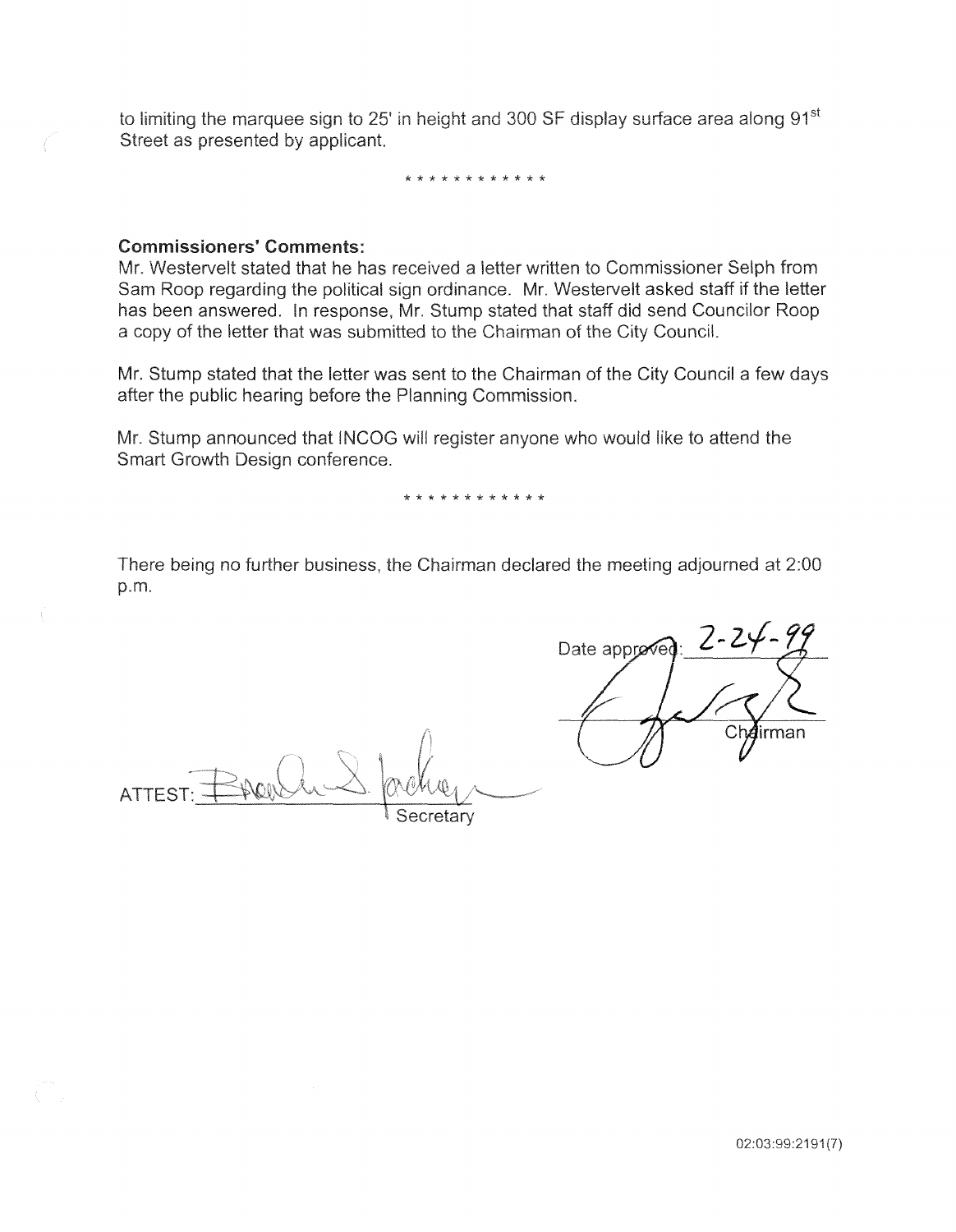to limiting the marquee sign to 25' in height and 300 SF display surface area along 91st Street as presented by applicant.

\* \* \* \* \* \* \* \* \* \* \* \*

**Commissioners' Comments:**
Mr. Westervelt stated that he has received a letter written to Commissioner Selph from Sam Roop regarding the political sign ordinance. Mr. Westervelt asked staff if the letter has been answered. In response, Mr. Stump stated that staff did send Councilor Roop a copy of the letter that was submitted to the Chairman of the City Council.

Mr. Stump stated that the letter was sent to the Chairman of the City Council a few days after the public hearing before the Planning Commission.

Mr. Stump announced that INCOG will register anyone who would like to attend the Smart Growth Design conference.

\* \* \* \* \* \* \* \* \* \* \* \*

There being no further business, the Chairman declared the meeting adjourned at 2:00 p.m.

Date approved: 2-24-99

Chairman

ATTEST: ______________________
Secretary

02:03:99:2191(7)